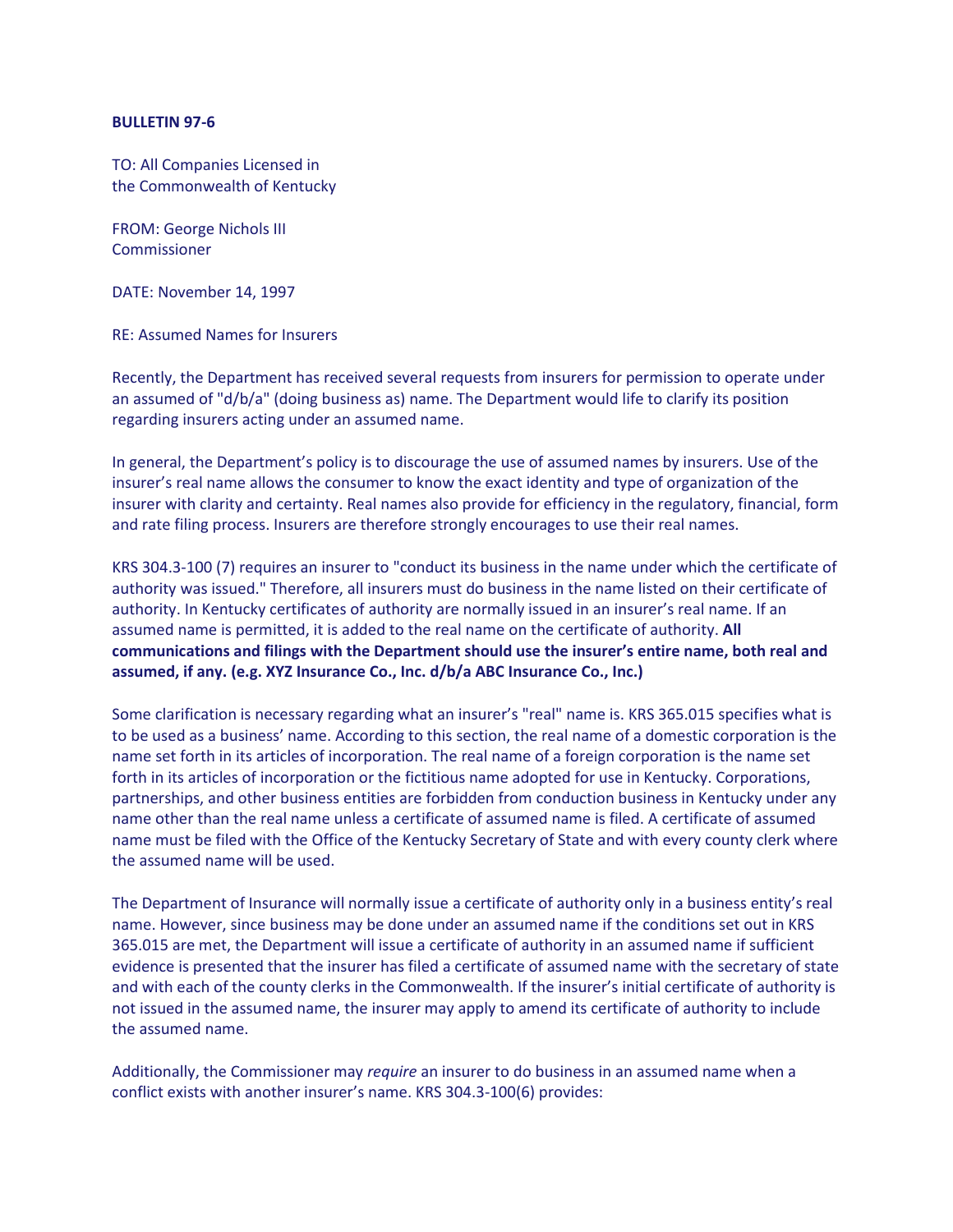**BULLETIN 97-6**

TO: All Companies Licensed in
the Commonwealth of Kentucky

FROM: George Nichols III
Commissioner

DATE: November 14, 1997

RE: Assumed Names for Insurers

Recently, the Department has received several requests from insurers for permission to operate under an assumed of "d/b/a" (doing business as) name. The Department would life to clarify its position regarding insurers acting under an assumed name.

In general, the Department's policy is to discourage the use of assumed names by insurers. Use of the insurer's real name allows the consumer to know the exact identity and type of organization of the insurer with clarity and certainty. Real names also provide for efficiency in the regulatory, financial, form and rate filing process. Insurers are therefore strongly encourages to use their real names.

KRS 304.3-100 (7) requires an insurer to "conduct its business in the name under which the certificate of authority was issued." Therefore, all insurers must do business in the name listed on their certificate of authority. In Kentucky certificates of authority are normally issued in an insurer's real name. If an assumed name is permitted, it is added to the real name on the certificate of authority. **All communications and filings with the Department should use the insurer's entire name, both real and assumed, if any. (e.g. XYZ Insurance Co., Inc. d/b/a ABC Insurance Co., Inc.)**

Some clarification is necessary regarding what an insurer's "real" name is. KRS 365.015 specifies what is to be used as a business' name. According to this section, the real name of a domestic corporation is the name set forth in its articles of incorporation. The real name of a foreign corporation is the name set forth in its articles of incorporation or the fictitious name adopted for use in Kentucky. Corporations, partnerships, and other business entities are forbidden from conduction business in Kentucky under any name other than the real name unless a certificate of assumed name is filed. A certificate of assumed name must be filed with the Office of the Kentucky Secretary of State and with every county clerk where the assumed name will be used.

The Department of Insurance will normally issue a certificate of authority only in a business entity's real name. However, since business may be done under an assumed name if the conditions set out in KRS 365.015 are met, the Department will issue a certificate of authority in an assumed name if sufficient evidence is presented that the insurer has filed a certificate of assumed name with the secretary of state and with each of the county clerks in the Commonwealth. If the insurer's initial certificate of authority is not issued in the assumed name, the insurer may apply to amend its certificate of authority to include the assumed name.

Additionally, the Commissioner may *require* an insurer to do business in an assumed name when a conflict exists with another insurer's name. KRS 304.3-100(6) provides: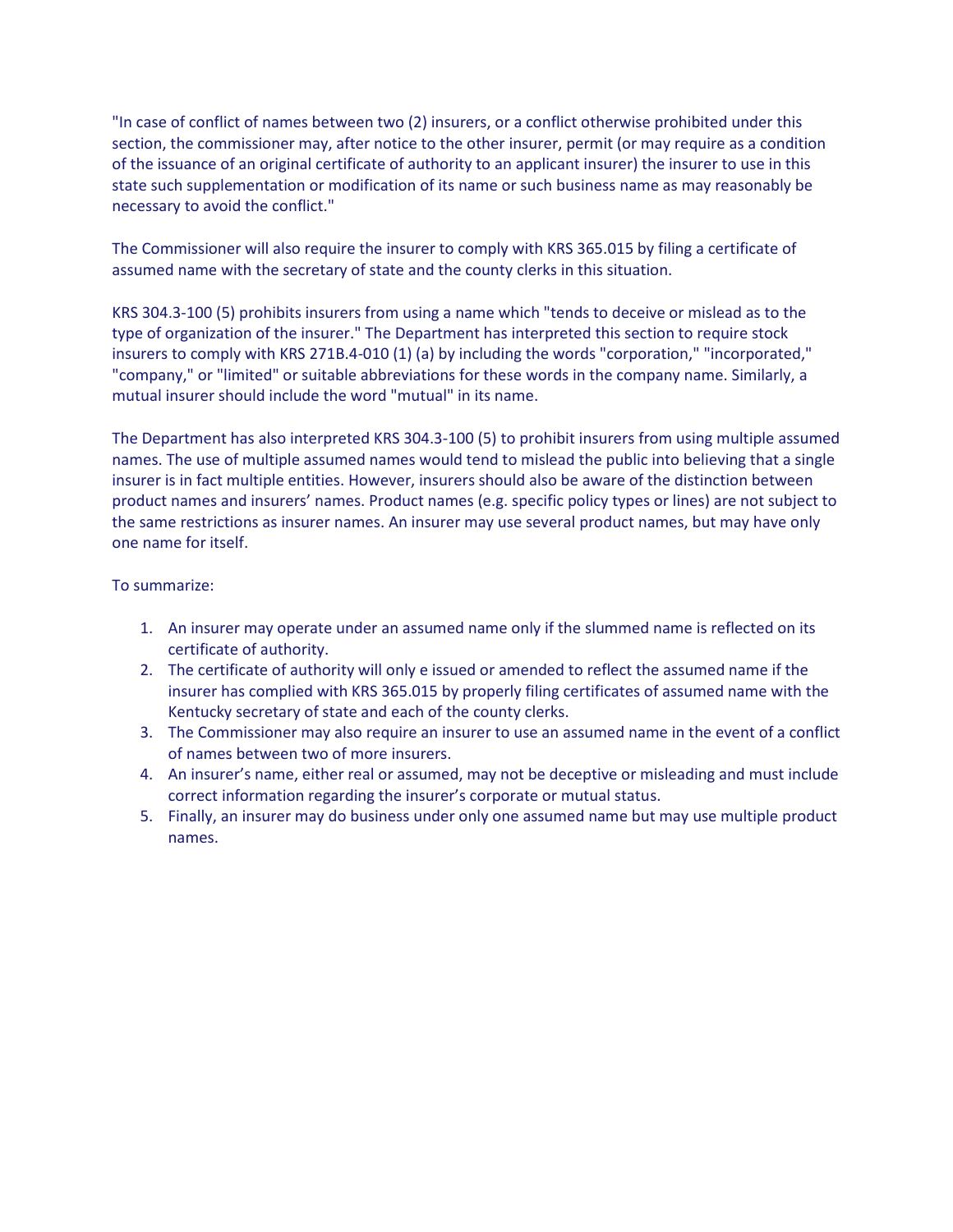"In case of conflict of names between two (2) insurers, or a conflict otherwise prohibited under this section, the commissioner may, after notice to the other insurer, permit (or may require as a condition of the issuance of an original certificate of authority to an applicant insurer) the insurer to use in this state such supplementation or modification of its name or such business name as may reasonably be necessary to avoid the conflict."

The Commissioner will also require the insurer to comply with KRS 365.015 by filing a certificate of assumed name with the secretary of state and the county clerks in this situation.

KRS 304.3-100 (5) prohibits insurers from using a name which "tends to deceive or mislead as to the type of organization of the insurer." The Department has interpreted this section to require stock insurers to comply with KRS 271B.4-010 (1) (a) by including the words "corporation," "incorporated," "company," or "limited" or suitable abbreviations for these words in the company name. Similarly, a mutual insurer should include the word "mutual" in its name.

The Department has also interpreted KRS 304.3-100 (5) to prohibit insurers from using multiple assumed names. The use of multiple assumed names would tend to mislead the public into believing that a single insurer is in fact multiple entities. However, insurers should also be aware of the distinction between product names and insurers' names. Product names (e.g. specific policy types or lines) are not subject to the same restrictions as insurer names. An insurer may use several product names, but may have only one name for itself.

To summarize:

1. An insurer may operate under an assumed name only if the slummed name is reflected on its certificate of authority.
2. The certificate of authority will only e issued or amended to reflect the assumed name if the insurer has complied with KRS 365.015 by properly filing certificates of assumed name with the Kentucky secretary of state and each of the county clerks.
3. The Commissioner may also require an insurer to use an assumed name in the event of a conflict of names between two of more insurers.
4. An insurer's name, either real or assumed, may not be deceptive or misleading and must include correct information regarding the insurer's corporate or mutual status.
5. Finally, an insurer may do business under only one assumed name but may use multiple product names.